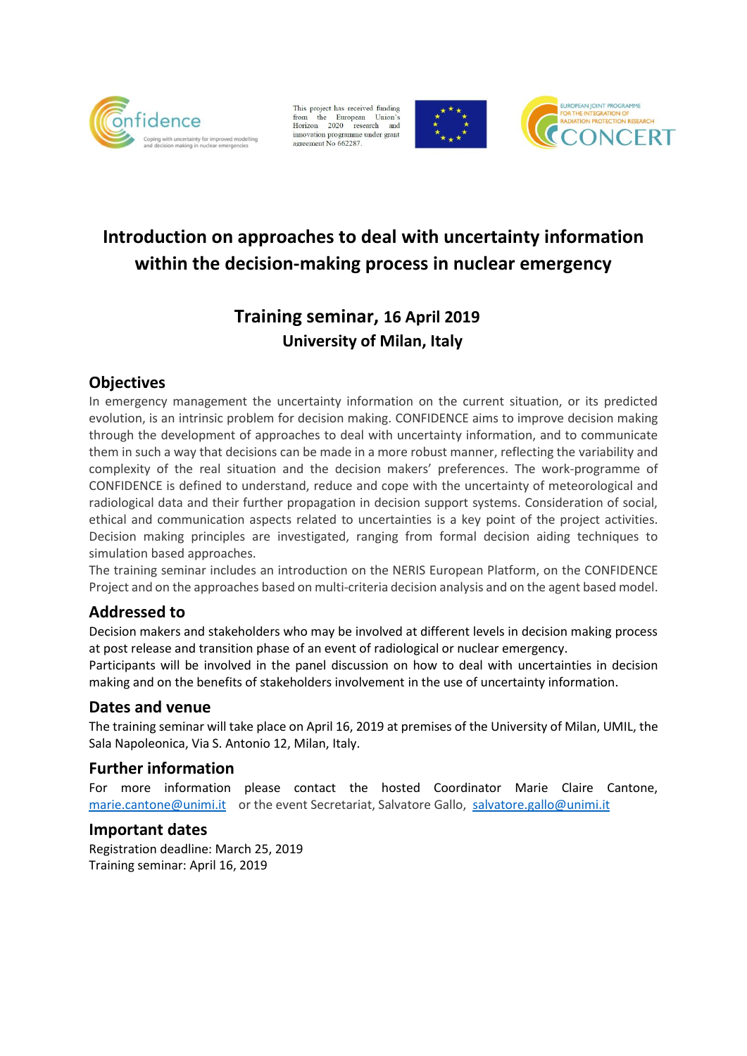Confidence
Coping with uncertainty for improved modelling and decision making in nuclear emergencies

This project has received funding from the European Union's Horizon 2020 research and innovation programme under grant agreement No 662287.

EUROPEAN JOINT PROGRAMME FOR THE INTEGRATION OF RADIATION PROTECTION RESEARCH
CONCERT

# Introduction on approaches to deal with uncertainty information within the decision-making process in nuclear emergency

## Training seminar, 16 April 2019
### University of Milan, Italy

## Objectives

In emergency management the uncertainty information on the current situation, or its predicted evolution, is an intrinsic problem for decision making. CONFIDENCE aims to improve decision making through the development of approaches to deal with uncertainty information, and to communicate them in such a way that decisions can be made in a more robust manner, reflecting the variability and complexity of the real situation and the decision makers' preferences. The work-programme of CONFIDENCE is defined to understand, reduce and cope with the uncertainty of meteorological and radiological data and their further propagation in decision support systems. Consideration of social, ethical and communication aspects related to uncertainties is a key point of the project activities. Decision making principles are investigated, ranging from formal decision aiding techniques to simulation based approaches.
The training seminar includes an introduction on the NERIS European Platform, on the CONFIDENCE Project and on the approaches based on multi-criteria decision analysis and on the agent based model.

## Addressed to

Decision makers and stakeholders who may be involved at different levels in decision making process at post release and transition phase of an event of radiological or nuclear emergency.
Participants will be involved in the panel discussion on how to deal with uncertainties in decision making and on the benefits of stakeholders involvement in the use of uncertainty information.

## Dates and venue

The training seminar will take place on April 16, 2019 at premises of the University of Milan, UMIL, the Sala Napoleonica, Via S. Antonio 12, Milan, Italy.

## Further information

For more information please contact the hosted Coordinator Marie Claire Cantone, marie.cantone@unimi.it or the event Secretariat, Salvatore Gallo, salvatore.gallo@unimi.it

## Important dates

Registration deadline: March 25, 2019
Training seminar: April 16, 2019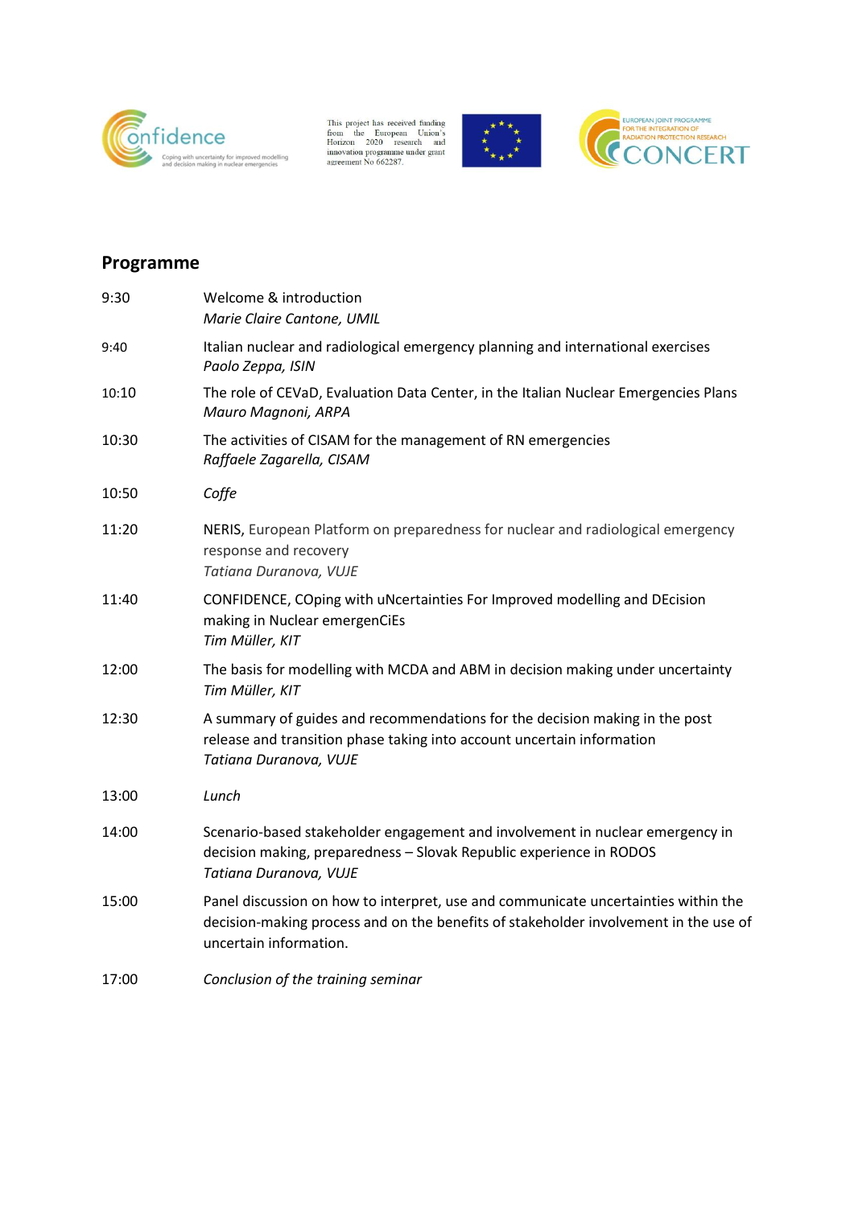This project has received funding from the European Union's Horizon 2020 research and innovation programme under grant agreement No 662287.

## Programme

| | |
|---|---|
| 9:30 | Welcome & introduction<br>*Marie Claire Cantone, UMIL* |
| 9:40 | Italian nuclear and radiological emergency planning and international exercises<br>*Paolo Zeppa, ISIN* |
| 10:10 | The role of CEVaD, Evaluation Data Center, in the Italian Nuclear Emergencies Plans<br>*Mauro Magnoni, ARPA* |
| 10:30 | The activities of CISAM for the management of RN emergencies<br>*Raffaele Zagarella, CISAM* |
| 10:50 | *Coffe* |
| 11:20 | NERIS, European Platform on preparedness for nuclear and radiological emergency response and recovery<br>*Tatiana Duranova, VUJE* |
| 11:40 | CONFIDENCE, COping with uNcertainties For Improved modelling and DEcision making in Nuclear emergenCiEs<br>*Tim Müller, KIT* |
| 12:00 | The basis for modelling with MCDA and ABM in decision making under uncertainty<br>*Tim Müller, KIT* |
| 12:30 | A summary of guides and recommendations for the decision making in the post release and transition phase taking into account uncertain information<br>*Tatiana Duranova, VUJE* |
| 13:00 | *Lunch* |
| 14:00 | Scenario-based stakeholder engagement and involvement in nuclear emergency in decision making, preparedness – Slovak Republic experience in RODOS<br>*Tatiana Duranova, VUJE* |
| 15:00 | Panel discussion on how to interpret, use and communicate uncertainties within the decision-making process and on the benefits of stakeholder involvement in the use of uncertain information. |
| 17:00 | *Conclusion of the training seminar* |